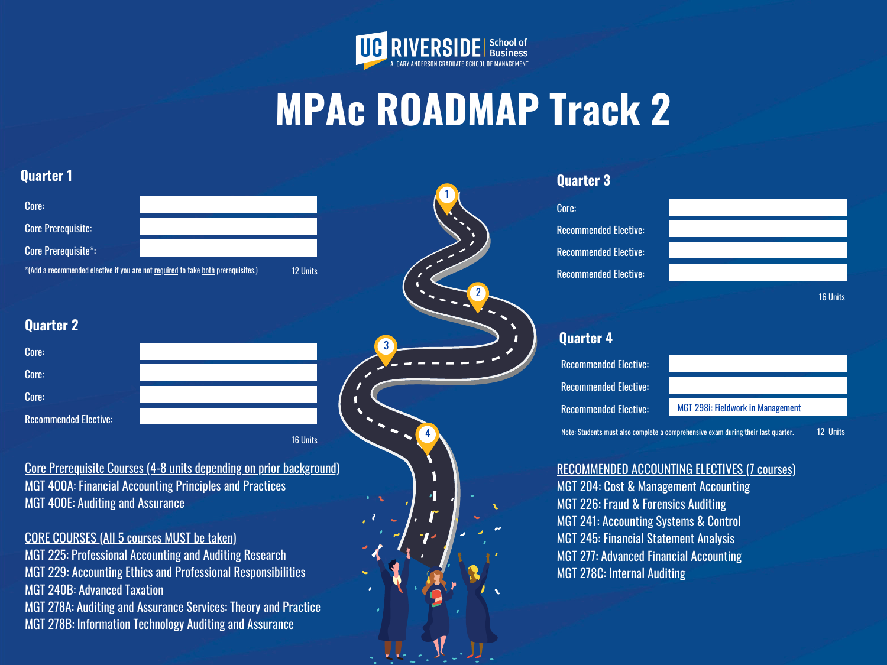UC RIVERSIDE | School of Business
A. GARY ANDERSON GRADUATE SCHOOL OF MANAGEMENT

# MPAc ROADMAP Track 2

## Quarter 1

| | |
|---|---|
| Core: | |
| Core Prerequisite: | |
| Core Prerequisite*: | |

*(Add a recommended elective if you are not required to take both prerequisites.)

12 Units

## Quarter 2

| | |
|---|---|
| Core: | |
| Core: | |
| Core: | |
| Recommended Elective: | |

16 Units

## Quarter 3

| | |
|---|---|
| Core: | |
| Recommended Elective: | |
| Recommended Elective: | |
| Recommended Elective: | |

16 Units

## Quarter 4

| | |
|---|---|
| Recommended Elective: | |
| Recommended Elective: | |
| Recommended Elective: | MGT 298i: Fieldwork in Management |

Note: Students must also complete a comprehensive exam during their last quarter.

12 Units

### Core Prerequisite Courses (4-8 units depending on prior background)

MGT 400A: Financial Accounting Principles and Practices
MGT 400E: Auditing and Assurance

### CORE COURSES (All 5 courses MUST be taken)

MGT 225: Professional Accounting and Auditing Research
MGT 229: Accounting Ethics and Professional Responsibilities
MGT 240B: Advanced Taxation
MGT 278A: Auditing and Assurance Services: Theory and Practice
MGT 278B: Information Technology Auditing and Assurance

### RECOMMENDED ACCOUNTING ELECTIVES (7 courses)

MGT 204: Cost & Management Accounting
MGT 226: Fraud & Forensics Auditing
MGT 241: Accounting Systems & Control
MGT 245: Financial Statement Analysis
MGT 277: Advanced Financial Accounting
MGT 278C: Internal Auditing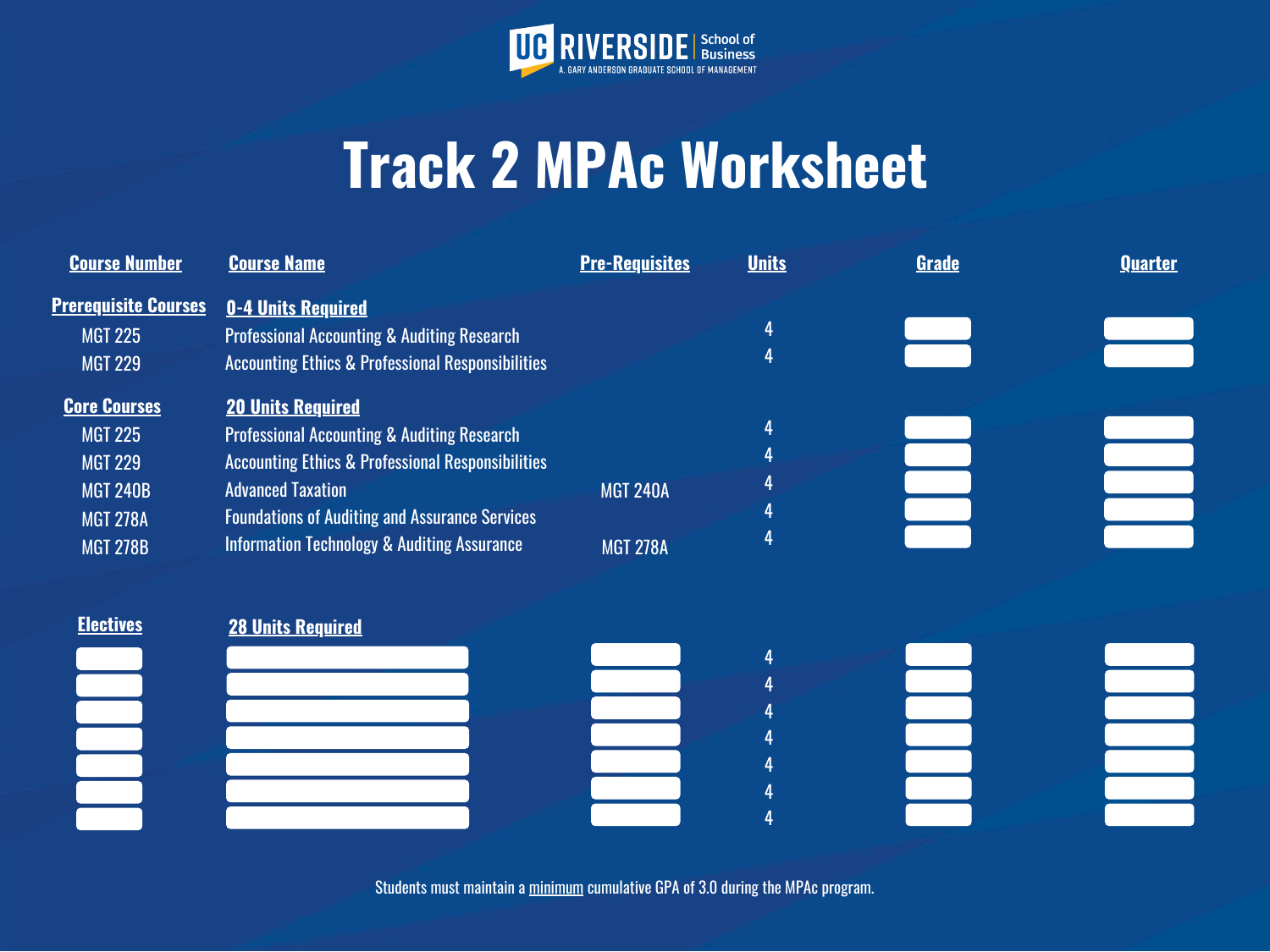UC RIVERSIDE School of Business
A. GARY ANDERSON GRADUATE SCHOOL OF MANAGEMENT

# Track 2 MPAc Worksheet

| Course Number | Course Name | Pre-Requisites | Units | Grade | Quarter |
|---|---|---|---|---|---|
| **Prerequisite Courses** | **0-4 Units Required** | | | | |
| MGT 225 | Professional Accounting & Auditing Research | | 4 | | |
| MGT 229 | Accounting Ethics & Professional Responsibilities | | 4 | | |
| **Core Courses** | **20 Units Required** | | | | |
| MGT 225 | Professional Accounting & Auditing Research | | 4 | | |
| MGT 229 | Accounting Ethics & Professional Responsibilities | | 4 | | |
| MGT 240B | Advanced Taxation | MGT 240A | 4 | | |
| MGT 278A | Foundations of Auditing and Assurance Services | | 4 | | |
| MGT 278B | Information Technology & Auditing Assurance | MGT 278A | 4 | | |
| **Electives** | **28 Units Required** | | | | |
| | | | 4 | | |
| | | | 4 | | |
| | | | 4 | | |
| | | | 4 | | |
| | | | 4 | | |
| | | | 4 | | |
| | | | 4 | | |

Students must maintain a minimum cumulative GPA of 3.0 during the MPAc program.